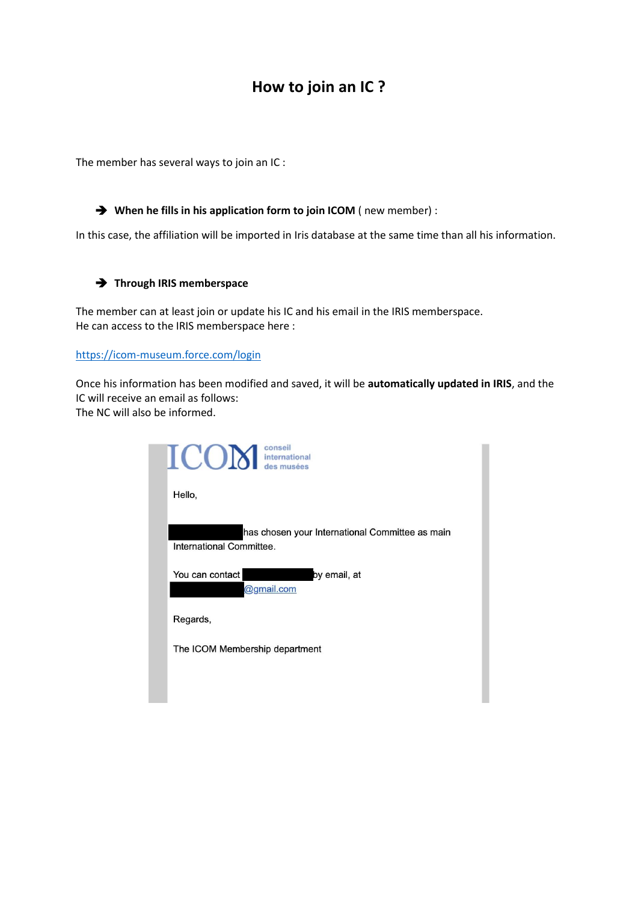# How to join an IC ?

The member has several ways to join an IC :

➔ **When he fills in his application form to join ICOM** ( new member) :

In this case, the affiliation will be imported in Iris database at the same time than all his information.

➔ **Through IRIS memberspace**

The member can at least join or update his IC and his email in the IRIS memberspace.
He can access to the IRIS memberspace here :

https://icom-museum.force.com/login

Once his information has been modified and saved, it will be **automatically updated in IRIS**, and the IC will receive an email as follows:
The NC will also be informed.

ICOM conseil international des musées

Hello,

has chosen your International Committee as main International Committee.

You can contact by email, at @gmail.com

Regards,

The ICOM Membership department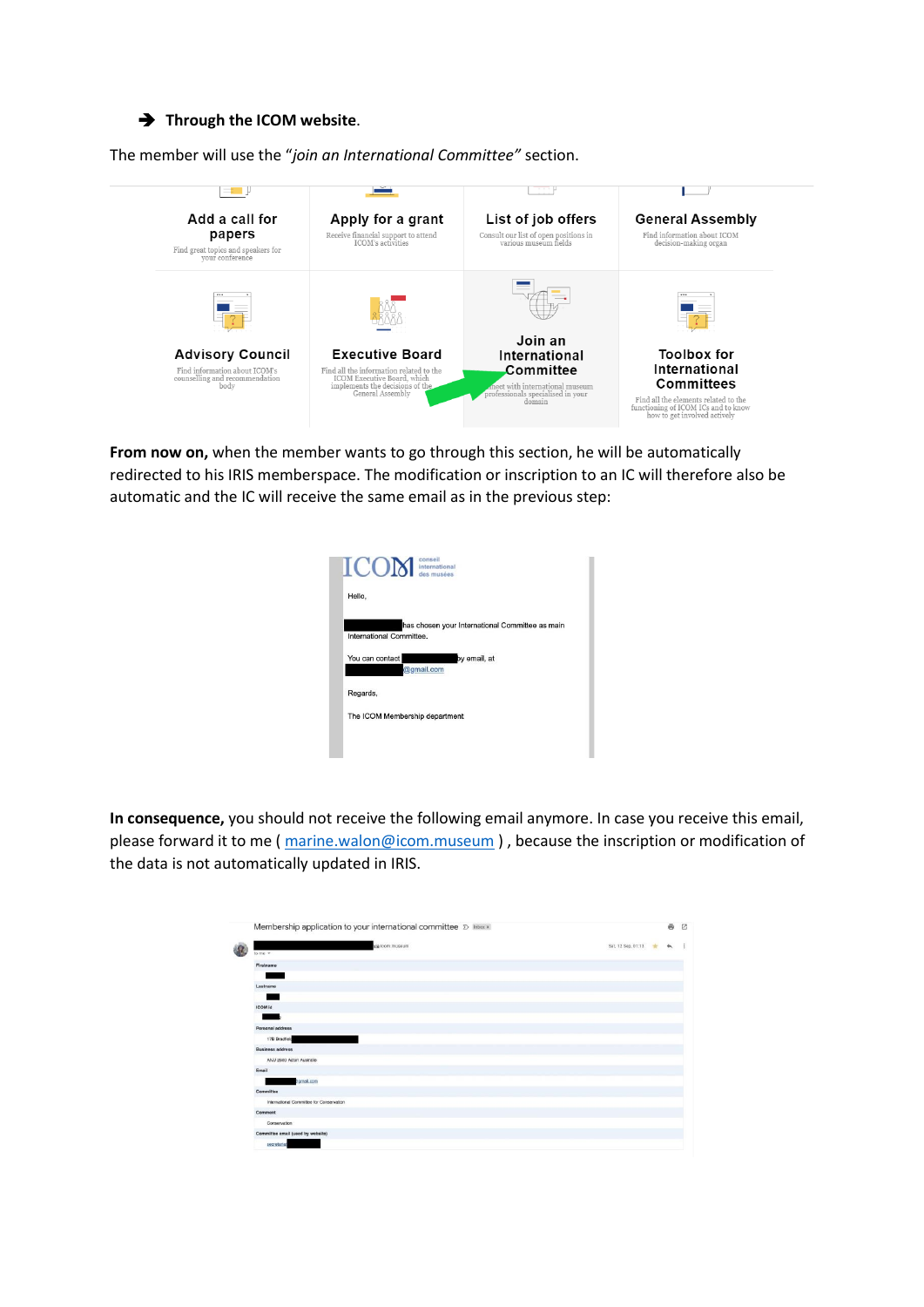➔ **Through the ICOM website**.

The member will use the "*join an International Committee*" section.

**From now on,** when the member wants to go through this section, he will be automatically redirected to his IRIS memberspace. The modification or inscription to an IC will therefore also be automatic and the IC will receive the same email as in the previous step:

**In consequence,** you should not receive the following email anymore. In case you receive this email, please forward it to me ( marine.walon@icom.museum ) , because the inscription or modification of the data is not automatically updated in IRIS.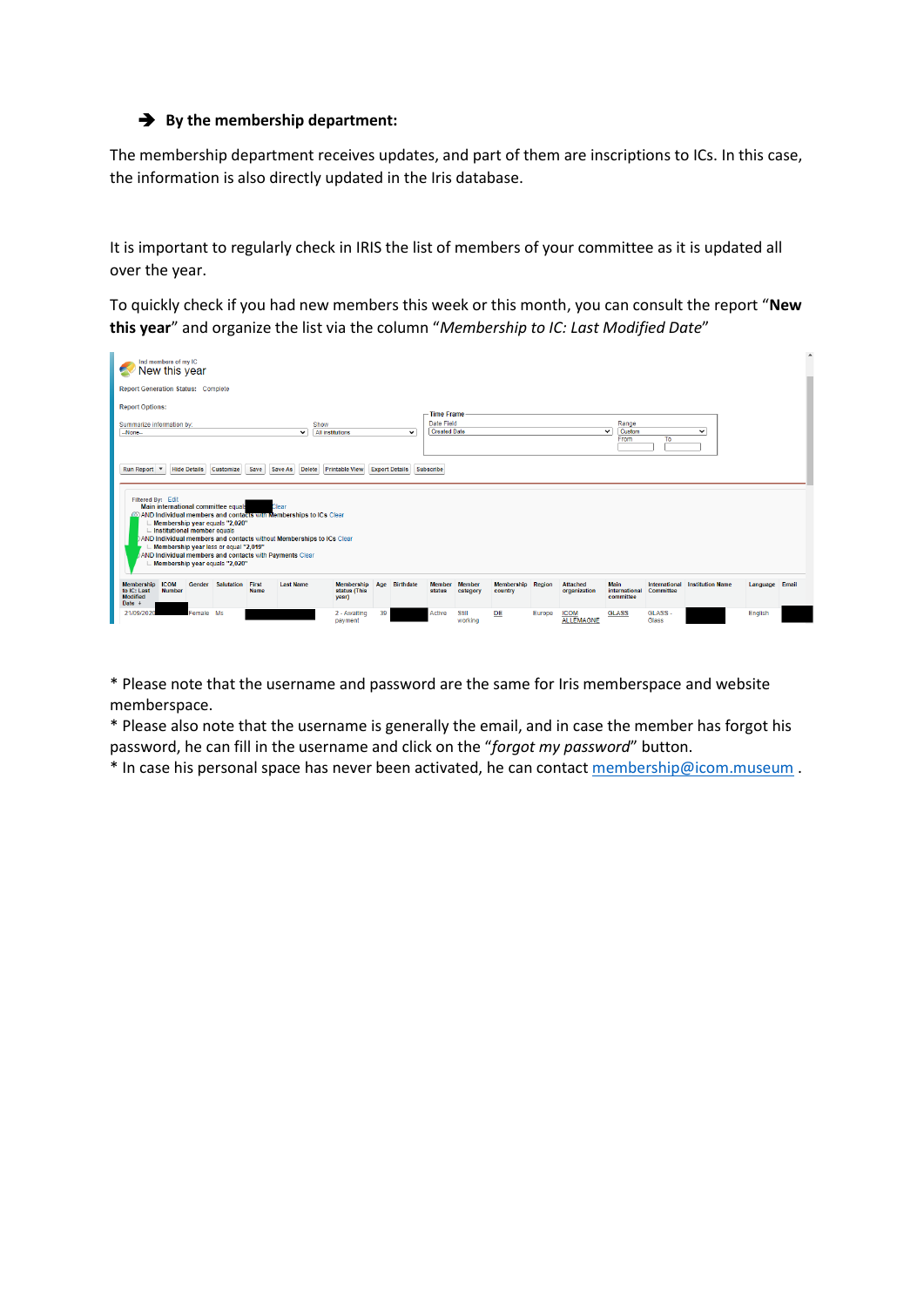➔ **By the membership department:**

The membership department receives updates, and part of them are inscriptions to ICs. In this case, the information is also directly updated in the Iris database.

It is important to regularly check in IRIS the list of members of your committee as it is updated all over the year.

To quickly check if you had new members this week or this month, you can consult the report "**New this year**" and organize the list via the column "*Membership to IC: Last Modified Date*"

Ind members of my IC
New this year

Report Generation Status: Complete

Report Options:

Summarize information by: --None--
Show: All institutions
Time Frame
Date Field: Created Date
Range: Custom
From
To

Run Report | Hide Details | Customize | Save | Save As | Delete | Printable View | Export Details | Subscribe

Filtered By: Edit
Main international committee equals ■ Clear
AND Individual members and contacts with Memberships to ICs Clear
Membership year equals "2,020"
Institutional member equals
AND Individual members and contacts without Memberships to ICs Clear
Membership year less or equal "2,019"
AND Individual members and contacts with Payments Clear
Membership year equals "2,020"

| Membership to IC: Last Modified Date | ICOM Number | Gender | Salutation | First Name | Last Name | Membership status (This year) | Age | Birthdate | Member status | Member category | Membership country | Region | Attached organization | Main international committee | International Committee | Institution Name | Language | Email |
|---|---|---|---|---|---|---|---|---|---|---|---|---|---|---|---|---|---|---|
| 21/09/2020 | ■ | Female | Ms | ■ | ■ | 2 - Awaiting payment | 39 | ■ | Active | Still working | DE | Europe | ICOM ALLEMAGNE | GLASS | GLASS - Glass | ■ | English | ■ |

\* Please note that the username and password are the same for Iris memberspace and website memberspace.
\* Please also note that the username is generally the email, and in case the member has forgot his password, he can fill in the username and click on the "*forgot my password*" button.
\* In case his personal space has never been activated, he can contact membership@icom.museum .